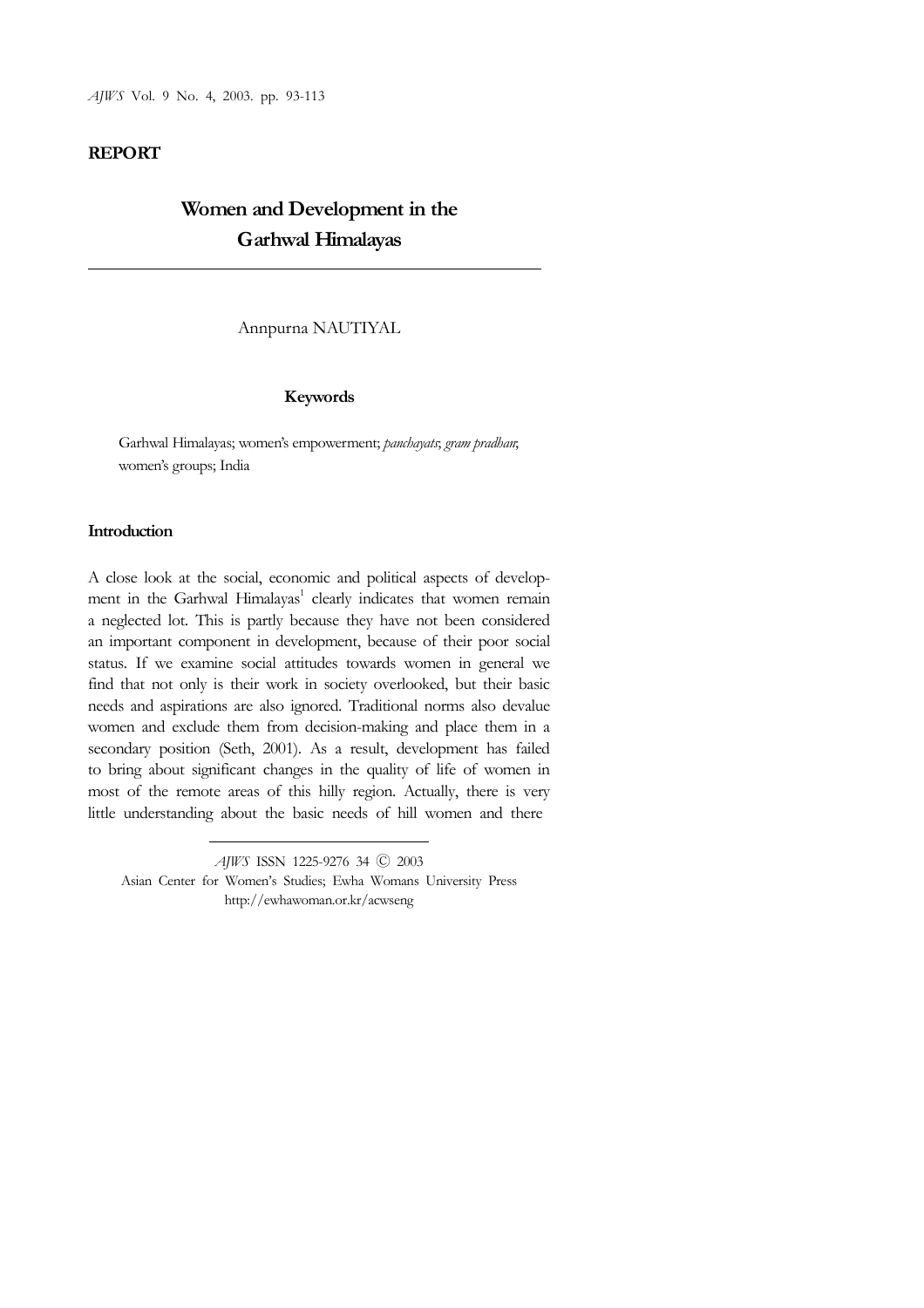**REPORT**

# Women and Development in the Garhwal Himalayas

Annpurna NAUTIYAL

**Keywords**

Garhwal Himalayas; women's empowerment; *panchayats*; *gram pradhan*; women's groups; India

## Introduction

A close look at the social, economic and political aspects of development in the Garhwal Himalayas[1] clearly indicates that women remain a neglected lot. This is partly because they have not been considered an important component in development, because of their poor social status. If we examine social attitudes towards women in general we find that not only is their work in society overlooked, but their basic needs and aspirations are also ignored. Traditional norms also devalue women and exclude them from decision-making and place them in a secondary position (Seth, 2001). As a result, development has failed to bring about significant changes in the quality of life of women in most of the remote areas of this hilly region. Actually, there is very little understanding about the basic needs of hill women and there

*AJWS* ISSN 1225-9276 34 Ⓒ 2003
Asian Center for Women's Studies; Ewha Womans University Press
http://ewhawoman.or.kr/acwseng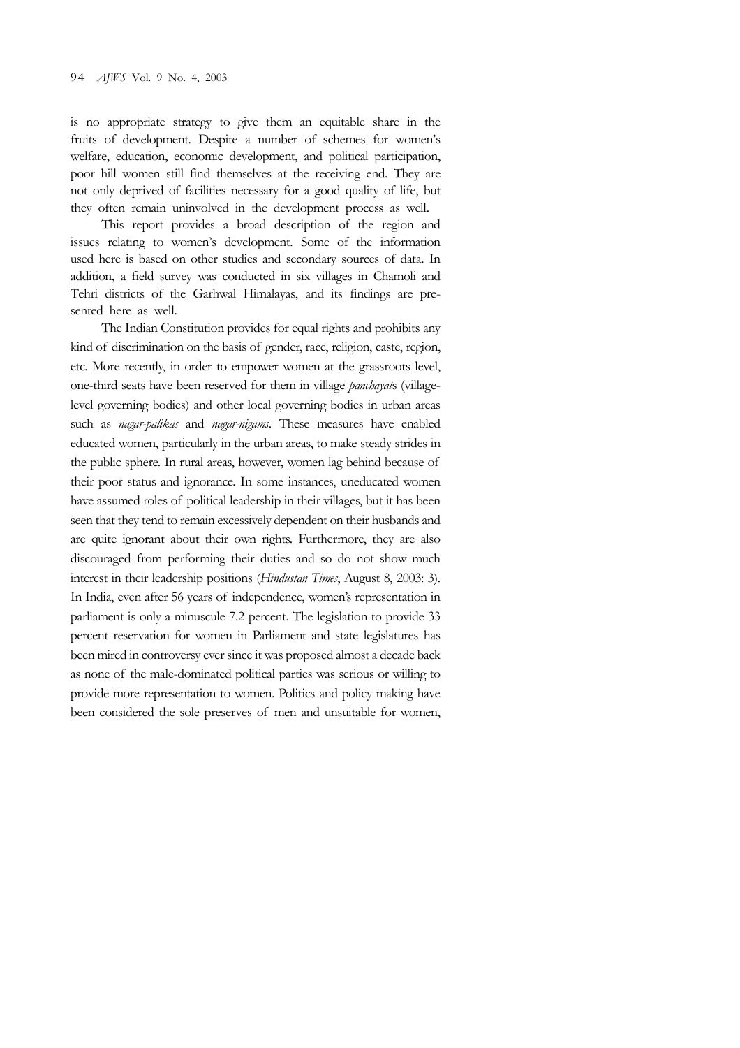is no appropriate strategy to give them an equitable share in the fruits of development. Despite a number of schemes for women's welfare, education, economic development, and political participation, poor hill women still find themselves at the receiving end. They are not only deprived of facilities necessary for a good quality of life, but they often remain uninvolved in the development process as well.

This report provides a broad description of the region and issues relating to women's development. Some of the information used here is based on other studies and secondary sources of data. In addition, a field survey was conducted in six villages in Chamoli and Tehri districts of the Garhwal Himalayas, and its findings are presented here as well.

The Indian Constitution provides for equal rights and prohibits any kind of discrimination on the basis of gender, race, religion, caste, region, etc. More recently, in order to empower women at the grassroots level, one-third seats have been reserved for them in village *panchayat*s (village-level governing bodies) and other local governing bodies in urban areas such as *nagar-palikas* and *nagar-nigams*. These measures have enabled educated women, particularly in the urban areas, to make steady strides in the public sphere. In rural areas, however, women lag behind because of their poor status and ignorance. In some instances, uneducated women have assumed roles of political leadership in their villages, but it has been seen that they tend to remain excessively dependent on their husbands and are quite ignorant about their own rights. Furthermore, they are also discouraged from performing their duties and so do not show much interest in their leadership positions (*Hindustan Times*, August 8, 2003: 3). In India, even after 56 years of independence, women's representation in parliament is only a minuscule 7.2 percent. The legislation to provide 33 percent reservation for women in Parliament and state legislatures has been mired in controversy ever since it was proposed almost a decade back as none of the male-dominated political parties was serious or willing to provide more representation to women. Politics and policy making have been considered the sole preserves of men and unsuitable for women,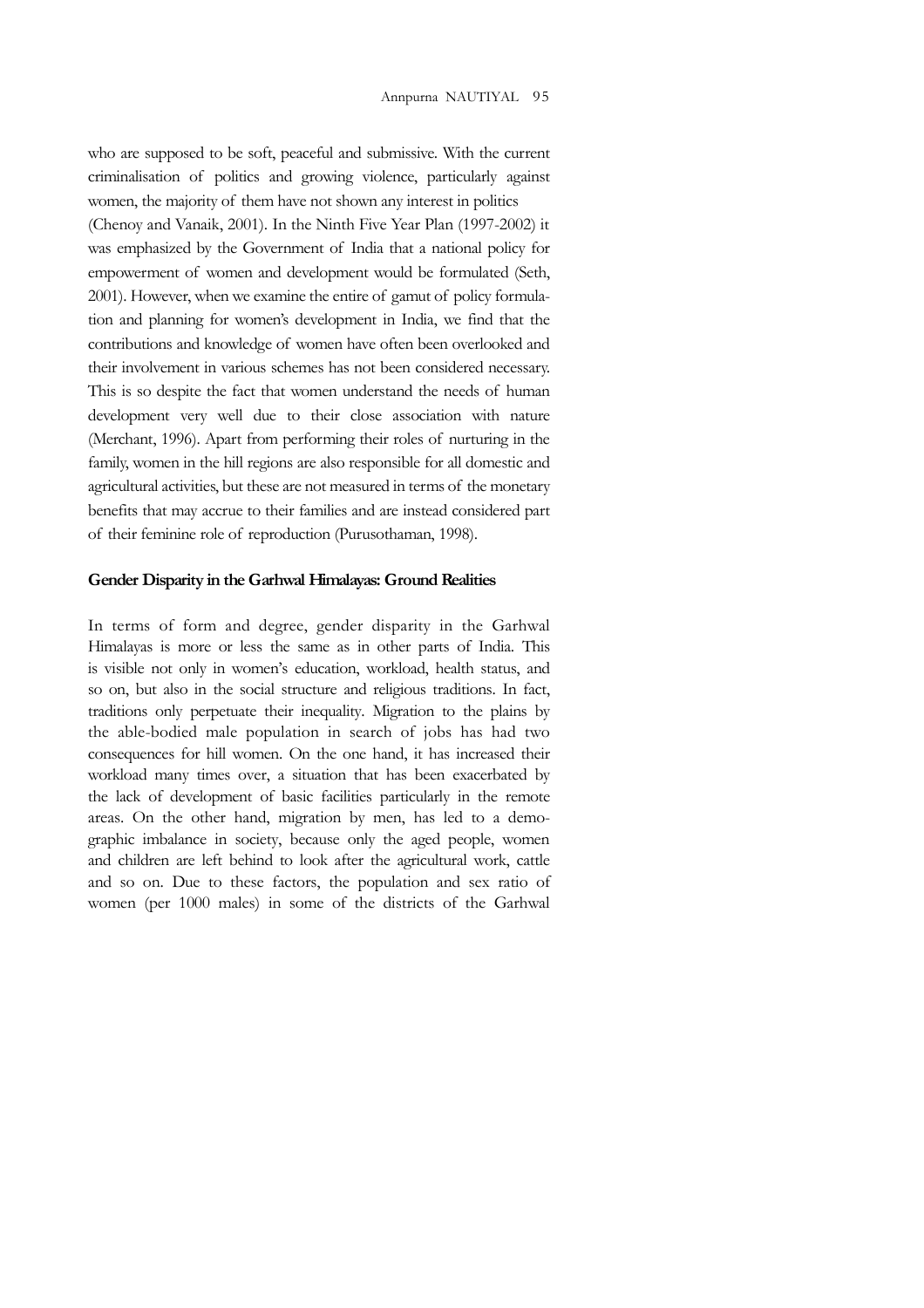who are supposed to be soft, peaceful and submissive. With the current criminalisation of politics and growing violence, particularly against women, the majority of them have not shown any interest in politics (Chenoy and Vanaik, 2001). In the Ninth Five Year Plan (1997-2002) it was emphasized by the Government of India that a national policy for empowerment of women and development would be formulated (Seth, 2001). However, when we examine the entire of gamut of policy formulation and planning for women's development in India, we find that the contributions and knowledge of women have often been overlooked and their involvement in various schemes has not been considered necessary. This is so despite the fact that women understand the needs of human development very well due to their close association with nature (Merchant, 1996). Apart from performing their roles of nurturing in the family, women in the hill regions are also responsible for all domestic and agricultural activities, but these are not measured in terms of the monetary benefits that may accrue to their families and are instead considered part of their feminine role of reproduction (Purusothaman, 1998).

## Gender Disparity in the Garhwal Himalayas: Ground Realities

In terms of form and degree, gender disparity in the Garhwal Himalayas is more or less the same as in other parts of India. This is visible not only in women's education, workload, health status, and so on, but also in the social structure and religious traditions. In fact, traditions only perpetuate their inequality. Migration to the plains by the able-bodied male population in search of jobs has had two consequences for hill women. On the one hand, it has increased their workload many times over, a situation that has been exacerbated by the lack of development of basic facilities particularly in the remote areas. On the other hand, migration by men, has led to a demographic imbalance in society, because only the aged people, women and children are left behind to look after the agricultural work, cattle and so on. Due to these factors, the population and sex ratio of women (per 1000 males) in some of the districts of the Garhwal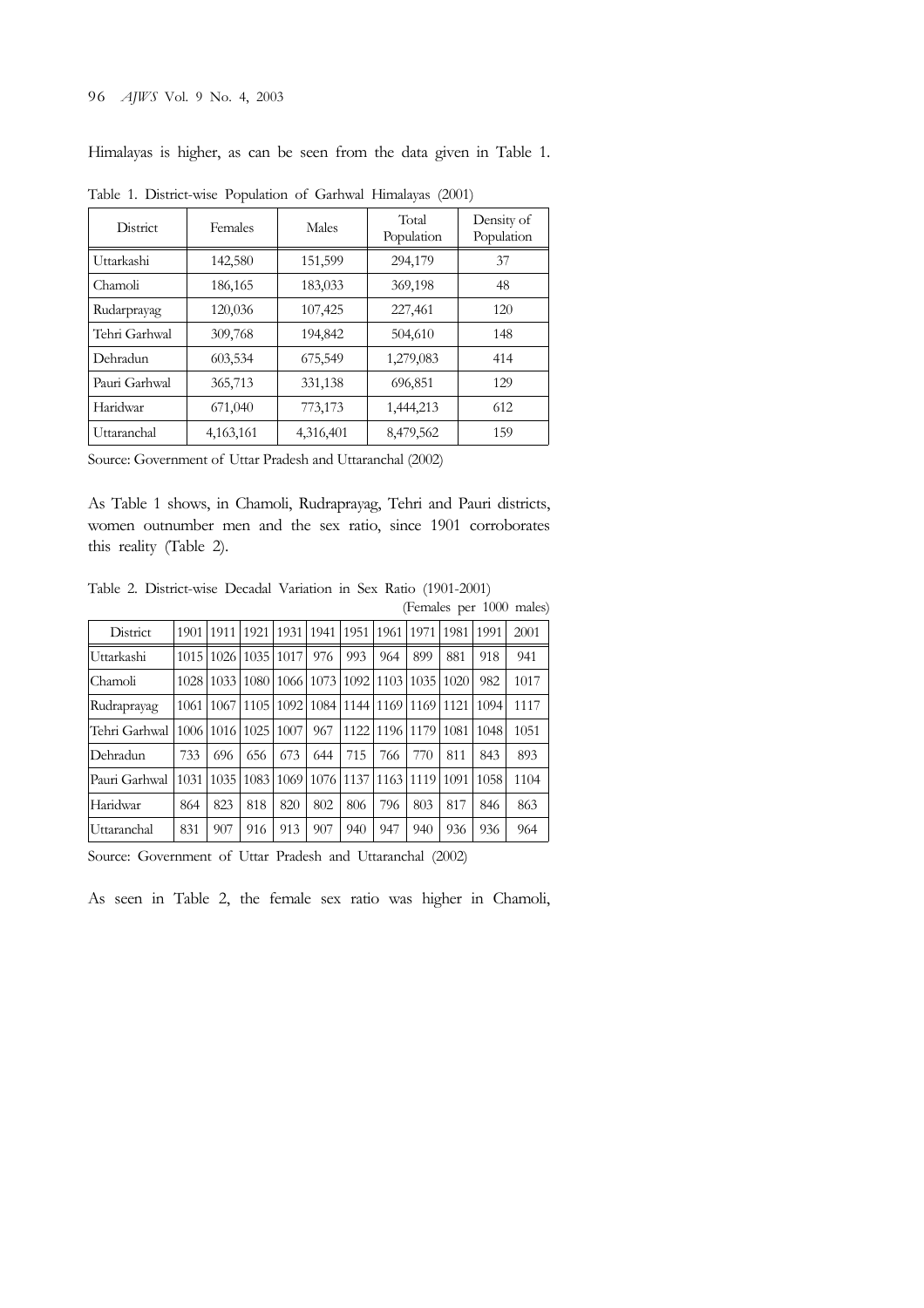Himalayas is higher, as can be seen from the data given in Table 1.

Table 1. District-wise Population of Garhwal Himalayas (2001)

| District | Females | Males | Total Population | Density of Population |
|---|---|---|---|---|
| Uttarkashi | 142,580 | 151,599 | 294,179 | 37 |
| Chamoli | 186,165 | 183,033 | 369,198 | 48 |
| Rudarprayag | 120,036 | 107,425 | 227,461 | 120 |
| Tehri Garhwal | 309,768 | 194,842 | 504,610 | 148 |
| Dehradun | 603,534 | 675,549 | 1,279,083 | 414 |
| Pauri Garhwal | 365,713 | 331,138 | 696,851 | 129 |
| Haridwar | 671,040 | 773,173 | 1,444,213 | 612 |
| Uttaranchal | 4,163,161 | 4,316,401 | 8,479,562 | 159 |

Source: Government of Uttar Pradesh and Uttaranchal (2002)

As Table 1 shows, in Chamoli, Rudraprayag, Tehri and Pauri districts, women outnumber men and the sex ratio, since 1901 corroborates this reality (Table 2).

Table 2. District-wise Decadal Variation in Sex Ratio (1901-2001)

(Females per 1000 males)

| District | 1901 | 1911 | 1921 | 1931 | 1941 | 1951 | 1961 | 1971 | 1981 | 1991 | 2001 |
|---|---|---|---|---|---|---|---|---|---|---|---|
| Uttarkashi | 1015 | 1026 | 1035 | 1017 | 976 | 993 | 964 | 899 | 881 | 918 | 941 |
| Chamoli | 1028 | 1033 | 1080 | 1066 | 1073 | 1092 | 1103 | 1035 | 1020 | 982 | 1017 |
| Rudraprayag | 1061 | 1067 | 1105 | 1092 | 1084 | 1144 | 1169 | 1169 | 1121 | 1094 | 1117 |
| Tehri Garhwal | 1006 | 1016 | 1025 | 1007 | 967 | 1122 | 1196 | 1179 | 1081 | 1048 | 1051 |
| Dehradun | 733 | 696 | 656 | 673 | 644 | 715 | 766 | 770 | 811 | 843 | 893 |
| Pauri Garhwal | 1031 | 1035 | 1083 | 1069 | 1076 | 1137 | 1163 | 1119 | 1091 | 1058 | 1104 |
| Haridwar | 864 | 823 | 818 | 820 | 802 | 806 | 796 | 803 | 817 | 846 | 863 |
| Uttaranchal | 831 | 907 | 916 | 913 | 907 | 940 | 947 | 940 | 936 | 936 | 964 |

Source: Government of Uttar Pradesh and Uttaranchal (2002)

As seen in Table 2, the female sex ratio was higher in Chamoli,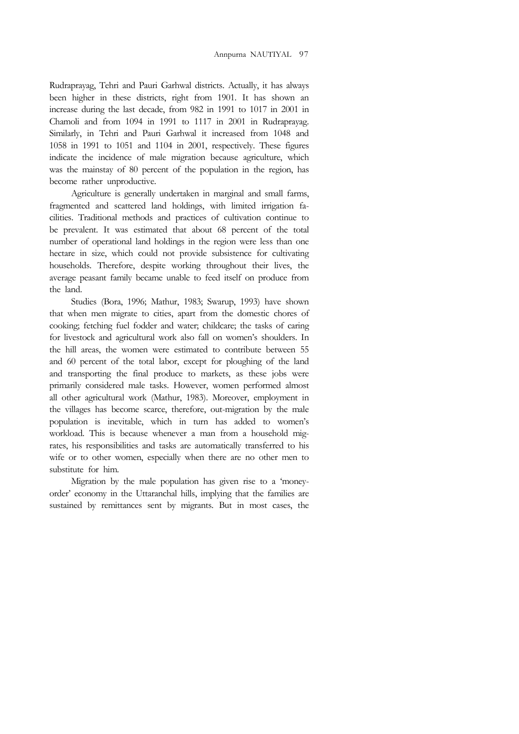Rudraprayag, Tehri and Pauri Garhwal districts. Actually, it has always been higher in these districts, right from 1901. It has shown an increase during the last decade, from 982 in 1991 to 1017 in 2001 in Chamoli and from 1094 in 1991 to 1117 in 2001 in Rudraprayag. Similarly, in Tehri and Pauri Garhwal it increased from 1048 and 1058 in 1991 to 1051 and 1104 in 2001, respectively. These figures indicate the incidence of male migration because agriculture, which was the mainstay of 80 percent of the population in the region, has become rather unproductive.

Agriculture is generally undertaken in marginal and small farms, fragmented and scattered land holdings, with limited irrigation facilities. Traditional methods and practices of cultivation continue to be prevalent. It was estimated that about 68 percent of the total number of operational land holdings in the region were less than one hectare in size, which could not provide subsistence for cultivating households. Therefore, despite working throughout their lives, the average peasant family became unable to feed itself on produce from the land.

Studies (Bora, 1996; Mathur, 1983; Swarup, 1993) have shown that when men migrate to cities, apart from the domestic chores of cooking; fetching fuel fodder and water; childcare; the tasks of caring for livestock and agricultural work also fall on women's shoulders. In the hill areas, the women were estimated to contribute between 55 and 60 percent of the total labor, except for ploughing of the land and transporting the final produce to markets, as these jobs were primarily considered male tasks. However, women performed almost all other agricultural work (Mathur, 1983). Moreover, employment in the villages has become scarce, therefore, out-migration by the male population is inevitable, which in turn has added to women's workload. This is because whenever a man from a household migrates, his responsibilities and tasks are automatically transferred to his wife or to other women, especially when there are no other men to substitute for him.

Migration by the male population has given rise to a 'money-order' economy in the Uttaranchal hills, implying that the families are sustained by remittances sent by migrants. But in most cases, the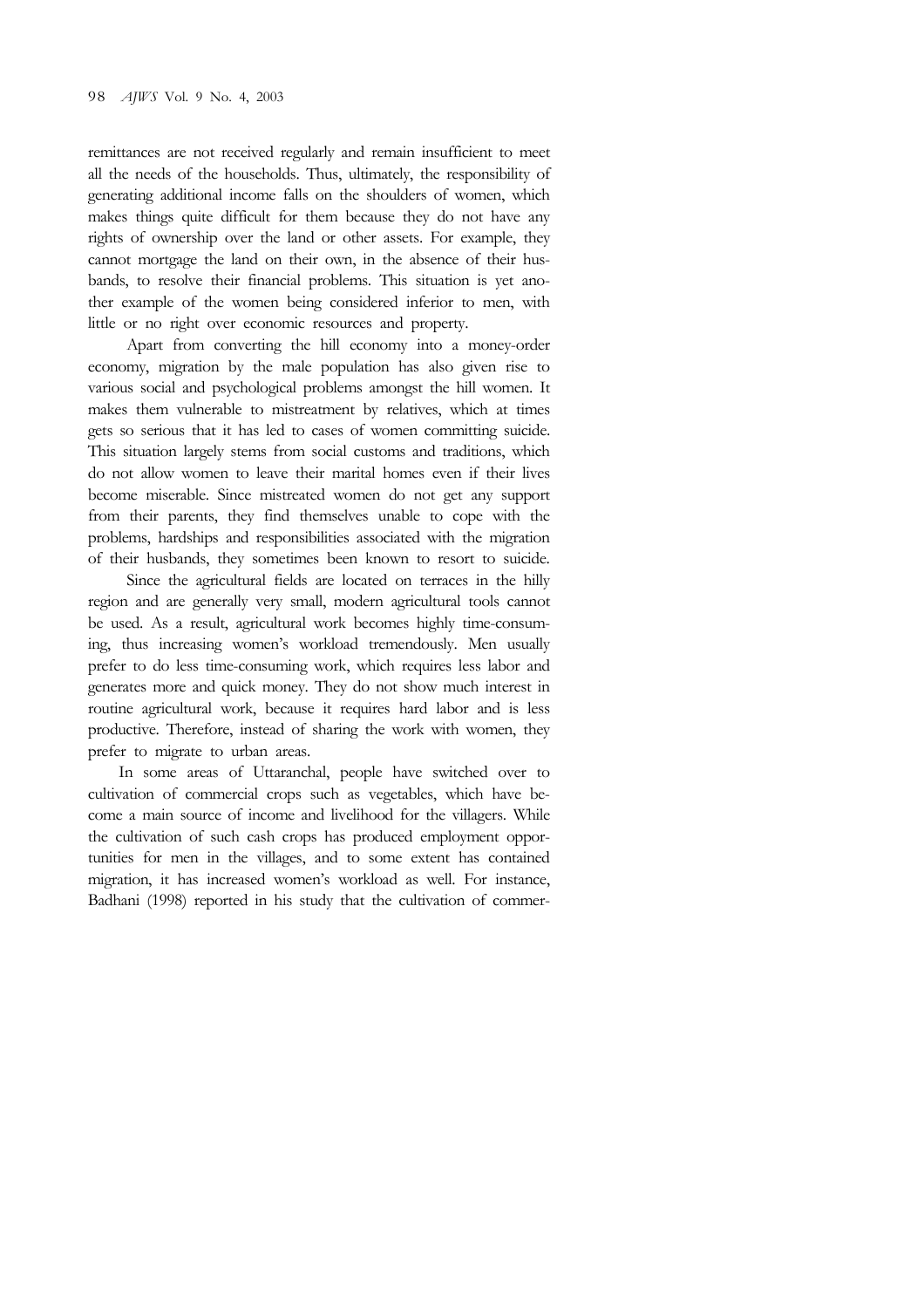remittances are not received regularly and remain insufficient to meet all the needs of the households. Thus, ultimately, the responsibility of generating additional income falls on the shoulders of women, which makes things quite difficult for them because they do not have any rights of ownership over the land or other assets. For example, they cannot mortgage the land on their own, in the absence of their husbands, to resolve their financial problems. This situation is yet another example of the women being considered inferior to men, with little or no right over economic resources and property.

Apart from converting the hill economy into a money-order economy, migration by the male population has also given rise to various social and psychological problems amongst the hill women. It makes them vulnerable to mistreatment by relatives, which at times gets so serious that it has led to cases of women committing suicide. This situation largely stems from social customs and traditions, which do not allow women to leave their marital homes even if their lives become miserable. Since mistreated women do not get any support from their parents, they find themselves unable to cope with the problems, hardships and responsibilities associated with the migration of their husbands, they sometimes been known to resort to suicide.

Since the agricultural fields are located on terraces in the hilly region and are generally very small, modern agricultural tools cannot be used. As a result, agricultural work becomes highly time-consuming, thus increasing women's workload tremendously. Men usually prefer to do less time-consuming work, which requires less labor and generates more and quick money. They do not show much interest in routine agricultural work, because it requires hard labor and is less productive. Therefore, instead of sharing the work with women, they prefer to migrate to urban areas.

In some areas of Uttaranchal, people have switched over to cultivation of commercial crops such as vegetables, which have become a main source of income and livelihood for the villagers. While the cultivation of such cash crops has produced employment opportunities for men in the villages, and to some extent has contained migration, it has increased women's workload as well. For instance, Badhani (1998) reported in his study that the cultivation of commer-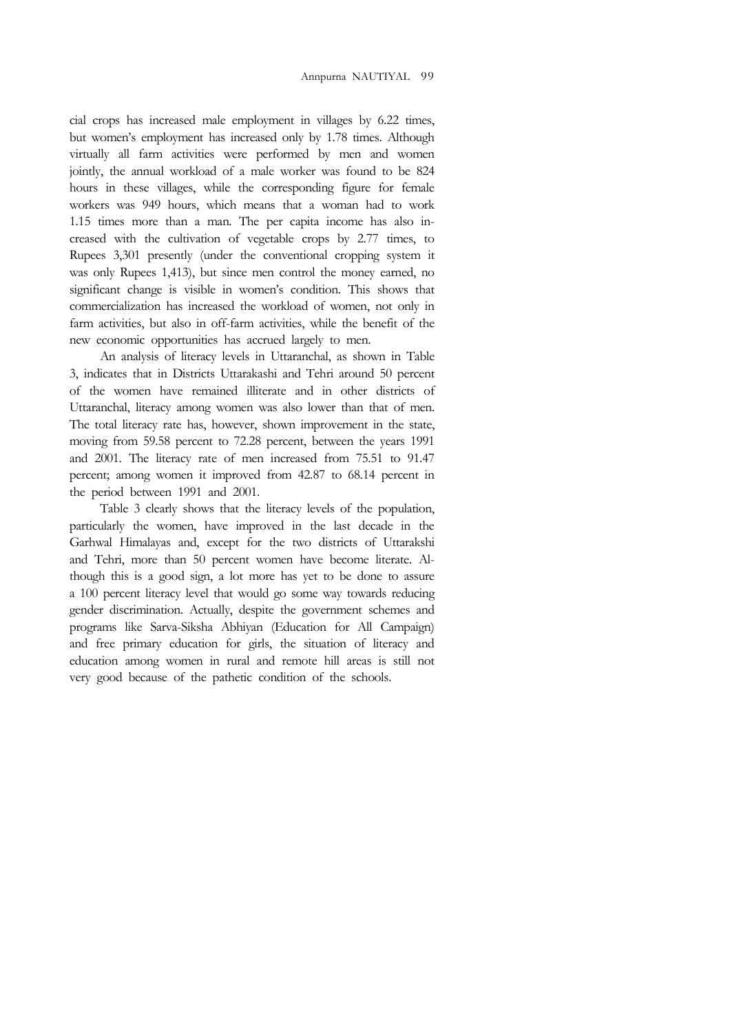cial crops has increased male employment in villages by 6.22 times, but women's employment has increased only by 1.78 times. Although virtually all farm activities were performed by men and women jointly, the annual workload of a male worker was found to be 824 hours in these villages, while the corresponding figure for female workers was 949 hours, which means that a woman had to work 1.15 times more than a man. The per capita income has also increased with the cultivation of vegetable crops by 2.77 times, to Rupees 3,301 presently (under the conventional cropping system it was only Rupees 1,413), but since men control the money earned, no significant change is visible in women's condition. This shows that commercialization has increased the workload of women, not only in farm activities, but also in off-farm activities, while the benefit of the new economic opportunities has accrued largely to men.

An analysis of literacy levels in Uttaranchal, as shown in Table 3, indicates that in Districts Uttarakashi and Tehri around 50 percent of the women have remained illiterate and in other districts of Uttaranchal, literacy among women was also lower than that of men. The total literacy rate has, however, shown improvement in the state, moving from 59.58 percent to 72.28 percent, between the years 1991 and 2001. The literacy rate of men increased from 75.51 to 91.47 percent; among women it improved from 42.87 to 68.14 percent in the period between 1991 and 2001.

Table 3 clearly shows that the literacy levels of the population, particularly the women, have improved in the last decade in the Garhwal Himalayas and, except for the two districts of Uttarakshi and Tehri, more than 50 percent women have become literate. Although this is a good sign, a lot more has yet to be done to assure a 100 percent literacy level that would go some way towards reducing gender discrimination. Actually, despite the government schemes and programs like Sarva-Siksha Abhiyan (Education for All Campaign) and free primary education for girls, the situation of literacy and education among women in rural and remote hill areas is still not very good because of the pathetic condition of the schools.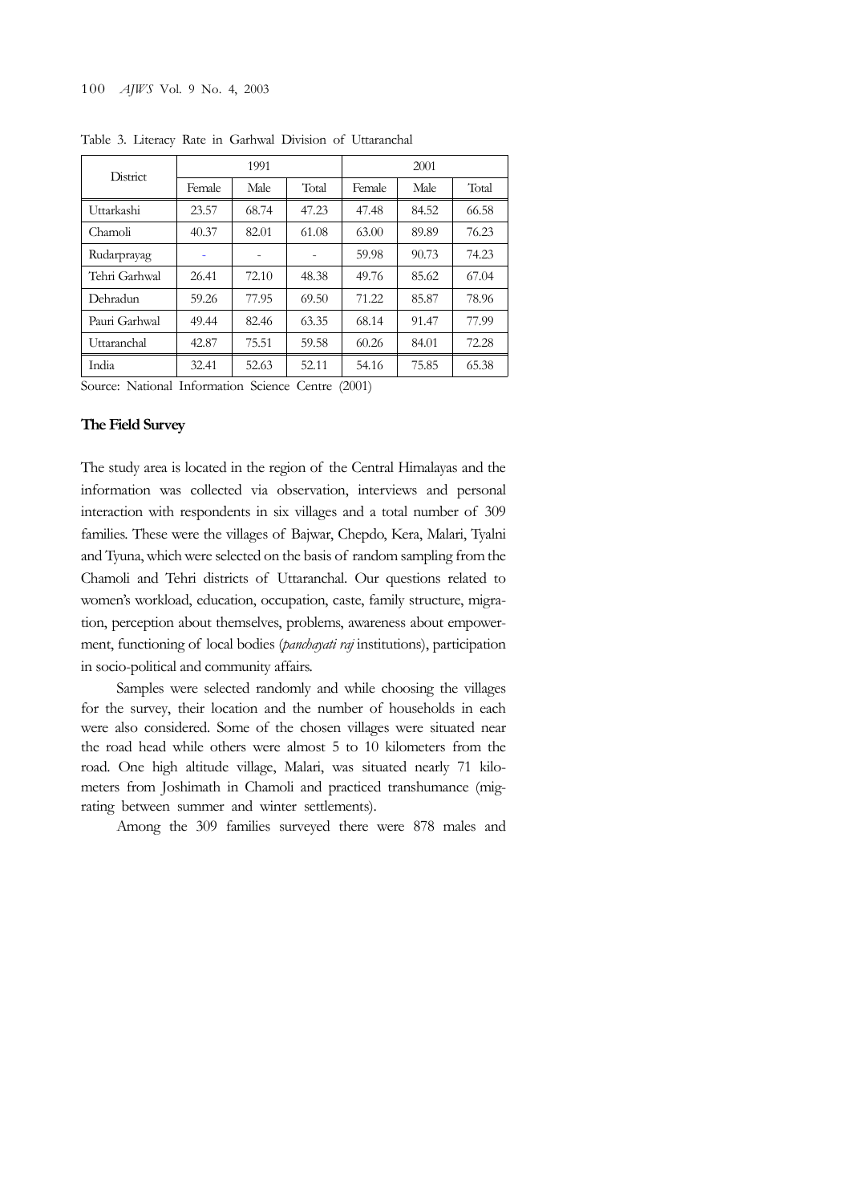Table 3. Literacy Rate in Garhwal Division of Uttaranchal

| District | 1991 | | | 2001 | | |
|---|---|---|---|---|---|---|
| | Female | Male | Total | Female | Male | Total |
| Uttarkashi | 23.57 | 68.74 | 47.23 | 47.48 | 84.52 | 66.58 |
| Chamoli | 40.37 | 82.01 | 61.08 | 63.00 | 89.89 | 76.23 |
| Rudarprayag | - | - | - | 59.98 | 90.73 | 74.23 |
| Tehri Garhwal | 26.41 | 72.10 | 48.38 | 49.76 | 85.62 | 67.04 |
| Dehradun | 59.26 | 77.95 | 69.50 | 71.22 | 85.87 | 78.96 |
| Pauri Garhwal | 49.44 | 82.46 | 63.35 | 68.14 | 91.47 | 77.99 |
| Uttaranchal | 42.87 | 75.51 | 59.58 | 60.26 | 84.01 | 72.28 |
| India | 32.41 | 52.63 | 52.11 | 54.16 | 75.85 | 65.38 |

Source: National Information Science Centre (2001)

### The Field Survey

The study area is located in the region of the Central Himalayas and the information was collected via observation, interviews and personal interaction with respondents in six villages and a total number of 309 families. These were the villages of Bajwar, Chepdo, Kera, Malari, Tyalni and Tyuna, which were selected on the basis of random sampling from the Chamoli and Tehri districts of Uttaranchal. Our questions related to women's workload, education, occupation, caste, family structure, migration, perception about themselves, problems, awareness about empowerment, functioning of local bodies (*panchayati raj* institutions), participation in socio-political and community affairs.

Samples were selected randomly and while choosing the villages for the survey, their location and the number of households in each were also considered. Some of the chosen villages were situated near the road head while others were almost 5 to 10 kilometers from the road. One high altitude village, Malari, was situated nearly 71 kilometers from Joshimath in Chamoli and practiced transhumance (migrating between summer and winter settlements).

Among the 309 families surveyed there were 878 males and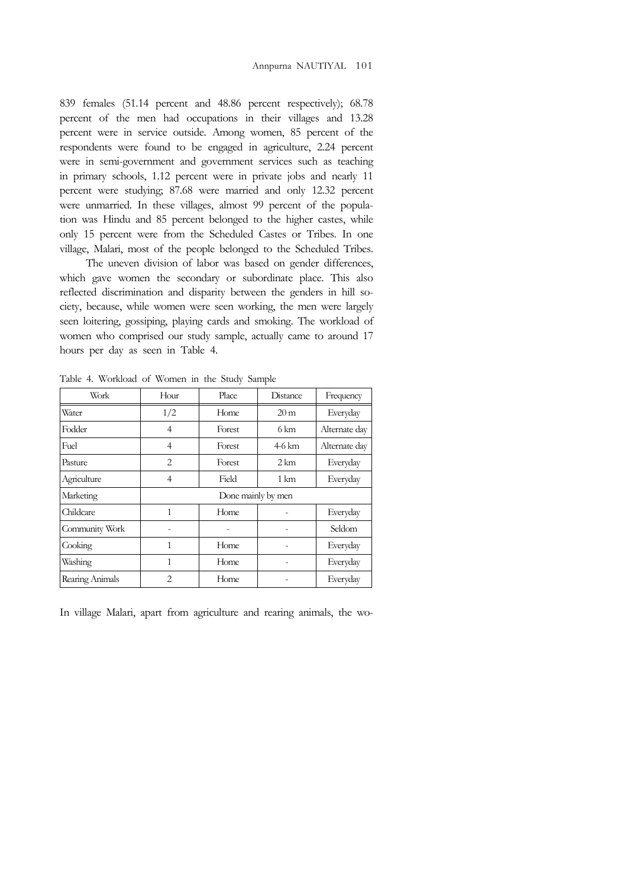839 females (51.14 percent and 48.86 percent respectively); 68.78 percent of the men had occupations in their villages and 13.28 percent were in service outside. Among women, 85 percent of the respondents were found to be engaged in agriculture, 2.24 percent were in semi-government and government services such as teaching in primary schools, 1.12 percent were in private jobs and nearly 11 percent were studying; 87.68 were married and only 12.32 percent were unmarried. In these villages, almost 99 percent of the population was Hindu and 85 percent belonged to the higher castes, while only 15 percent were from the Scheduled Castes or Tribes. In one village, Malari, most of the people belonged to the Scheduled Tribes.

The uneven division of labor was based on gender differences, which gave women the secondary or subordinate place. This also reflected discrimination and disparity between the genders in hill society, because, while women were seen working, the men were largely seen loitering, gossiping, playing cards and smoking. The workload of women who comprised our study sample, actually came to around 17 hours per day as seen in Table 4.

Table 4. Workload of Women in the Study Sample

| Work | Hour | Place | Distance | Frequency |
|---|---|---|---|---|
| Water | 1/2 | Home | 20 m | Everyday |
| Fodder | 4 | Forest | 6 km | Alternate day |
| Fuel | 4 | Forest | 4-6 km | Alternate day |
| Pasture | 2 | Forest | 2 km | Everyday |
| Agriculture | 4 | Field | 1 km | Everyday |
| Marketing | Done mainly by men | | | |
| Childcare | 1 | Home | - | Everyday |
| Community Work | - | - | - | Seldom |
| Cooking | 1 | Home | - | Everyday |
| Washing | 1 | Home | - | Everyday |
| Rearing Animals | 2 | Home | - | Everyday |

In village Malari, apart from agriculture and rearing animals, the wo-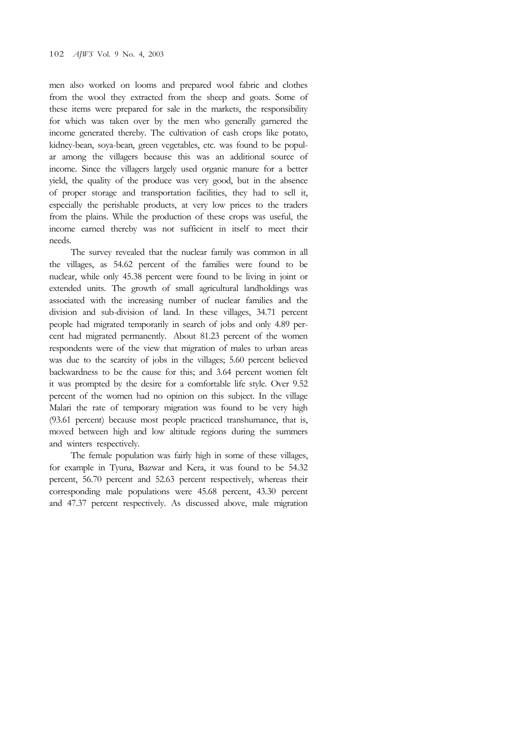men also worked on looms and prepared wool fabric and clothes from the wool they extracted from the sheep and goats. Some of these items were prepared for sale in the markets, the responsibility for which was taken over by the men who generally garnered the income generated thereby. The cultivation of cash crops like potato, kidney-bean, soya-bean, green vegetables, etc. was found to be popular among the villagers because this was an additional source of income. Since the villagers largely used organic manure for a better yield, the quality of the produce was very good, but in the absence of proper storage and transportation facilities, they had to sell it, especially the perishable products, at very low prices to the traders from the plains. While the production of these crops was useful, the income earned thereby was not sufficient in itself to meet their needs.

The survey revealed that the nuclear family was common in all the villages, as 54.62 percent of the families were found to be nuclear, while only 45.38 percent were found to be living in joint or extended units. The growth of small agricultural landholdings was associated with the increasing number of nuclear families and the division and sub-division of land. In these villages, 34.71 percent people had migrated temporarily in search of jobs and only 4.89 percent had migrated permanently. About 81.23 percent of the women respondents were of the view that migration of males to urban areas was due to the scarcity of jobs in the villages; 5.60 percent believed backwardness to be the cause for this; and 3.64 percent women felt it was prompted by the desire for a comfortable life style. Over 9.52 percent of the women had no opinion on this subject. In the village Malari the rate of temporary migration was found to be very high (93.61 percent) because most people practiced transhumance, that is, moved between high and low altitude regions during the summers and winters respectively.

The female population was fairly high in some of these villages, for example in Tyuna, Bazwar and Kera, it was found to be 54.32 percent, 56.70 percent and 52.63 percent respectively, whereas their corresponding male populations were 45.68 percent, 43.30 percent and 47.37 percent respectively. As discussed above, male migration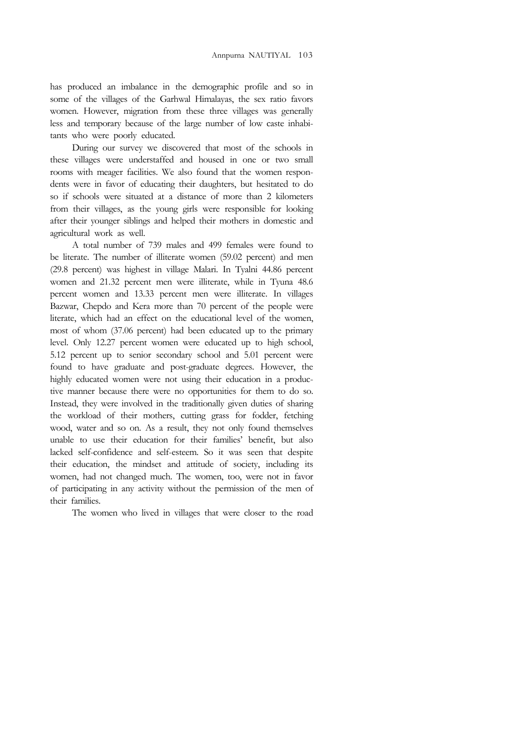has produced an imbalance in the demographic profile and so in some of the villages of the Garhwal Himalayas, the sex ratio favors women. However, migration from these three villages was generally less and temporary because of the large number of low caste inhabitants who were poorly educated.

During our survey we discovered that most of the schools in these villages were understaffed and housed in one or two small rooms with meager facilities. We also found that the women respondents were in favor of educating their daughters, but hesitated to do so if schools were situated at a distance of more than 2 kilometers from their villages, as the young girls were responsible for looking after their younger siblings and helped their mothers in domestic and agricultural work as well.

A total number of 739 males and 499 females were found to be literate. The number of illiterate women (59.02 percent) and men (29.8 percent) was highest in village Malari. In Tyalni 44.86 percent women and 21.32 percent men were illiterate, while in Tyuna 48.6 percent women and 13.33 percent men were illiterate. In villages Bazwar, Chepdo and Kera more than 70 percent of the people were literate, which had an effect on the educational level of the women, most of whom (37.06 percent) had been educated up to the primary level. Only 12.27 percent women were educated up to high school, 5.12 percent up to senior secondary school and 5.01 percent were found to have graduate and post-graduate degrees. However, the highly educated women were not using their education in a productive manner because there were no opportunities for them to do so. Instead, they were involved in the traditionally given duties of sharing the workload of their mothers, cutting grass for fodder, fetching wood, water and so on. As a result, they not only found themselves unable to use their education for their families' benefit, but also lacked self-confidence and self-esteem. So it was seen that despite their education, the mindset and attitude of society, including its women, had not changed much. The women, too, were not in favor of participating in any activity without the permission of the men of their families.

The women who lived in villages that were closer to the road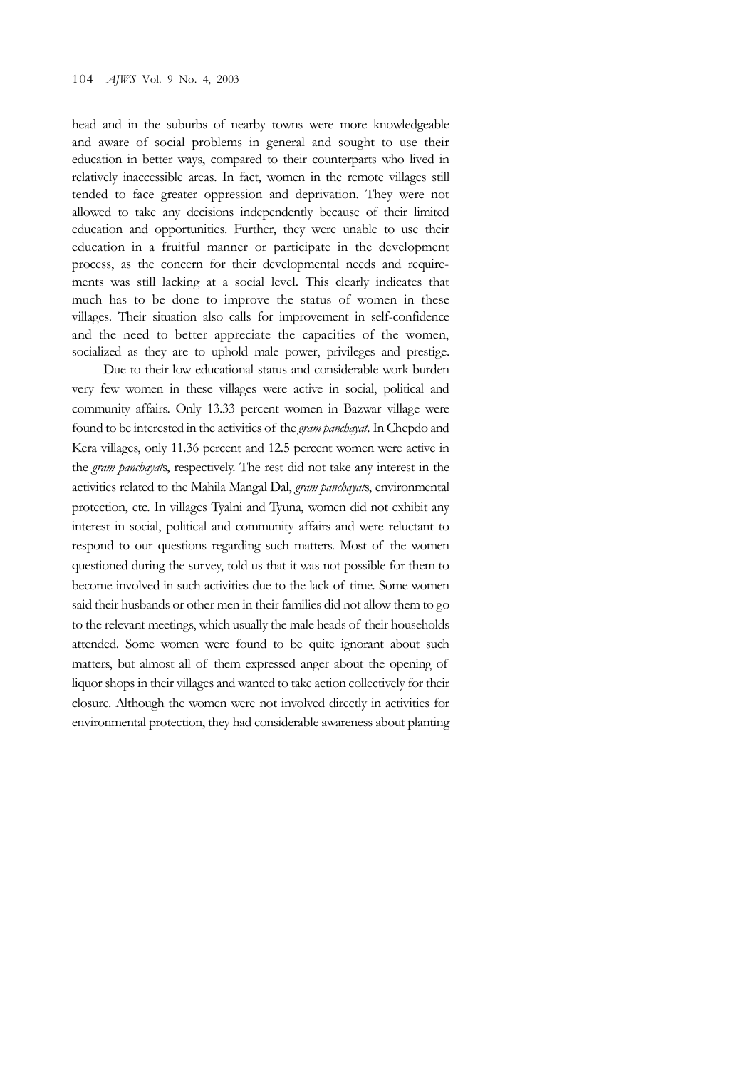head and in the suburbs of nearby towns were more knowledgeable and aware of social problems in general and sought to use their education in better ways, compared to their counterparts who lived in relatively inaccessible areas. In fact, women in the remote villages still tended to face greater oppression and deprivation. They were not allowed to take any decisions independently because of their limited education and opportunities. Further, they were unable to use their education in a fruitful manner or participate in the development process, as the concern for their developmental needs and requirements was still lacking at a social level. This clearly indicates that much has to be done to improve the status of women in these villages. Their situation also calls for improvement in self-confidence and the need to better appreciate the capacities of the women, socialized as they are to uphold male power, privileges and prestige.

Due to their low educational status and considerable work burden very few women in these villages were active in social, political and community affairs. Only 13.33 percent women in Bazwar village were found to be interested in the activities of the *gram panchayat*. In Chepdo and Kera villages, only 11.36 percent and 12.5 percent women were active in the *gram panchayat*s, respectively. The rest did not take any interest in the activities related to the Mahila Mangal Dal, *gram panchayat*s, environmental protection, etc. In villages Tyalni and Tyuna, women did not exhibit any interest in social, political and community affairs and were reluctant to respond to our questions regarding such matters. Most of the women questioned during the survey, told us that it was not possible for them to become involved in such activities due to the lack of time. Some women said their husbands or other men in their families did not allow them to go to the relevant meetings, which usually the male heads of their households attended. Some women were found to be quite ignorant about such matters, but almost all of them expressed anger about the opening of liquor shops in their villages and wanted to take action collectively for their closure. Although the women were not involved directly in activities for environmental protection, they had considerable awareness about planting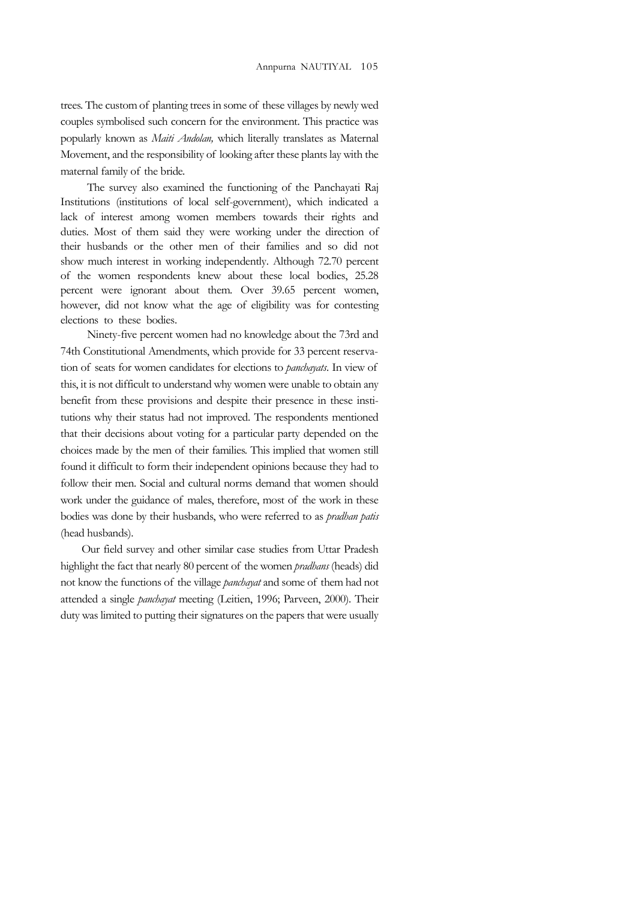trees. The custom of planting trees in some of these villages by newly wed couples symbolised such concern for the environment. This practice was popularly known as *Maiti Andolan,* which literally translates as Maternal Movement, and the responsibility of looking after these plants lay with the maternal family of the bride.

The survey also examined the functioning of the Panchayati Raj Institutions (institutions of local self-government), which indicated a lack of interest among women members towards their rights and duties. Most of them said they were working under the direction of their husbands or the other men of their families and so did not show much interest in working independently. Although 72.70 percent of the women respondents knew about these local bodies, 25.28 percent were ignorant about them. Over 39.65 percent women, however, did not know what the age of eligibility was for contesting elections to these bodies.

Ninety-five percent women had no knowledge about the 73rd and 74th Constitutional Amendments, which provide for 33 percent reservation of seats for women candidates for elections to *panchayats*. In view of this, it is not difficult to understand why women were unable to obtain any benefit from these provisions and despite their presence in these institutions why their status had not improved. The respondents mentioned that their decisions about voting for a particular party depended on the choices made by the men of their families. This implied that women still found it difficult to form their independent opinions because they had to follow their men. Social and cultural norms demand that women should work under the guidance of males, therefore, most of the work in these bodies was done by their husbands, who were referred to as *pradhan patis* (head husbands).

Our field survey and other similar case studies from Uttar Pradesh highlight the fact that nearly 80 percent of the women *pradhans* (heads) did not know the functions of the village *panchayat* and some of them had not attended a single *panchayat* meeting (Leitien, 1996; Parveen, 2000). Their duty was limited to putting their signatures on the papers that were usually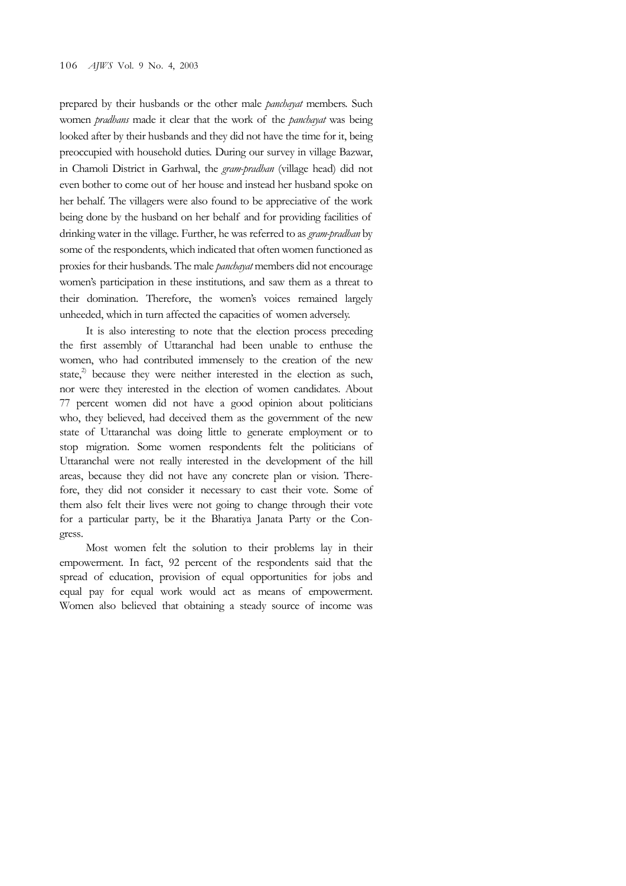prepared by their husbands or the other male *panchayat* members. Such women *pradhans* made it clear that the work of the *panchayat* was being looked after by their husbands and they did not have the time for it, being preoccupied with household duties. During our survey in village Bazwar, in Chamoli District in Garhwal, the *gram-pradhan* (village head) did not even bother to come out of her house and instead her husband spoke on her behalf. The villagers were also found to be appreciative of the work being done by the husband on her behalf and for providing facilities of drinking water in the village. Further, he was referred to as *gram-pradhan* by some of the respondents, which indicated that often women functioned as proxies for their husbands. The male *panchayat* members did not encourage women's participation in these institutions, and saw them as a threat to their domination. Therefore, the women's voices remained largely unheeded, which in turn affected the capacities of women adversely.

It is also interesting to note that the election process preceding the first assembly of Uttaranchal had been unable to enthuse the women, who had contributed immensely to the creation of the new state,[2] because they were neither interested in the election as such, nor were they interested in the election of women candidates. About 77 percent women did not have a good opinion about politicians who, they believed, had deceived them as the government of the new state of Uttaranchal was doing little to generate employment or to stop migration. Some women respondents felt the politicians of Uttaranchal were not really interested in the development of the hill areas, because they did not have any concrete plan or vision. Therefore, they did not consider it necessary to cast their vote. Some of them also felt their lives were not going to change through their vote for a particular party, be it the Bharatiya Janata Party or the Congress.

Most women felt the solution to their problems lay in their empowerment. In fact, 92 percent of the respondents said that the spread of education, provision of equal opportunities for jobs and equal pay for equal work would act as means of empowerment. Women also believed that obtaining a steady source of income was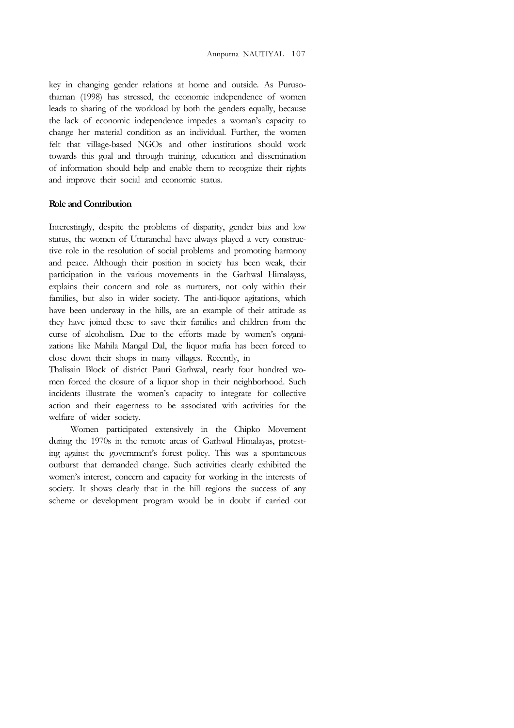key in changing gender relations at home and outside. As Purusothaman (1998) has stressed, the economic independence of women leads to sharing of the workload by both the genders equally, because the lack of economic independence impedes a woman's capacity to change her material condition as an individual. Further, the women felt that village-based NGOs and other institutions should work towards this goal and through training, education and dissemination of information should help and enable them to recognize their rights and improve their social and economic status.

## Role and Contribution

Interestingly, despite the problems of disparity, gender bias and low status, the women of Uttaranchal have always played a very constructive role in the resolution of social problems and promoting harmony and peace. Although their position in society has been weak, their participation in the various movements in the Garhwal Himalayas, explains their concern and role as nurturers, not only within their families, but also in wider society. The anti-liquor agitations, which have been underway in the hills, are an example of their attitude as they have joined these to save their families and children from the curse of alcoholism. Due to the efforts made by women's organizations like Mahila Mangal Dal, the liquor mafia has been forced to close down their shops in many villages. Recently, in Thalisain Block of district Pauri Garhwal, nearly four hundred women forced the closure of a liquor shop in their neighborhood. Such incidents illustrate the women's capacity to integrate for collective action and their eagerness to be associated with activities for the welfare of wider society.

Women participated extensively in the Chipko Movement during the 1970s in the remote areas of Garhwal Himalayas, protesting against the government's forest policy. This was a spontaneous outburst that demanded change. Such activities clearly exhibited the women's interest, concern and capacity for working in the interests of society. It shows clearly that in the hill regions the success of any scheme or development program would be in doubt if carried out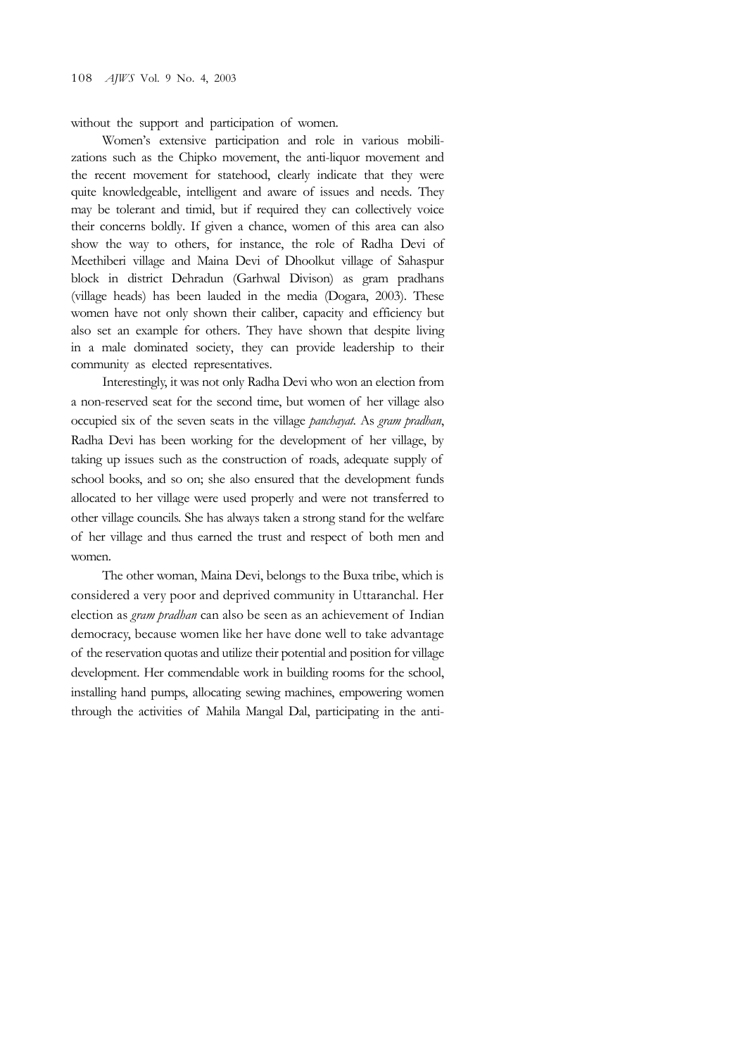without the support and participation of women.

Women's extensive participation and role in various mobilizations such as the Chipko movement, the anti-liquor movement and the recent movement for statehood, clearly indicate that they were quite knowledgeable, intelligent and aware of issues and needs. They may be tolerant and timid, but if required they can collectively voice their concerns boldly. If given a chance, women of this area can also show the way to others, for instance, the role of Radha Devi of Meethiberi village and Maina Devi of Dhoolkut village of Sahaspur block in district Dehradun (Garhwal Divison) as gram pradhans (village heads) has been lauded in the media (Dogara, 2003). These women have not only shown their caliber, capacity and efficiency but also set an example for others. They have shown that despite living in a male dominated society, they can provide leadership to their community as elected representatives.

Interestingly, it was not only Radha Devi who won an election from a non-reserved seat for the second time, but women of her village also occupied six of the seven seats in the village *panchayat*. As *gram pradhan*, Radha Devi has been working for the development of her village, by taking up issues such as the construction of roads, adequate supply of school books, and so on; she also ensured that the development funds allocated to her village were used properly and were not transferred to other village councils. She has always taken a strong stand for the welfare of her village and thus earned the trust and respect of both men and women.

The other woman, Maina Devi, belongs to the Buxa tribe, which is considered a very poor and deprived community in Uttaranchal. Her election as *gram pradhan* can also be seen as an achievement of Indian democracy, because women like her have done well to take advantage of the reservation quotas and utilize their potential and position for village development. Her commendable work in building rooms for the school, installing hand pumps, allocating sewing machines, empowering women through the activities of Mahila Mangal Dal, participating in the anti-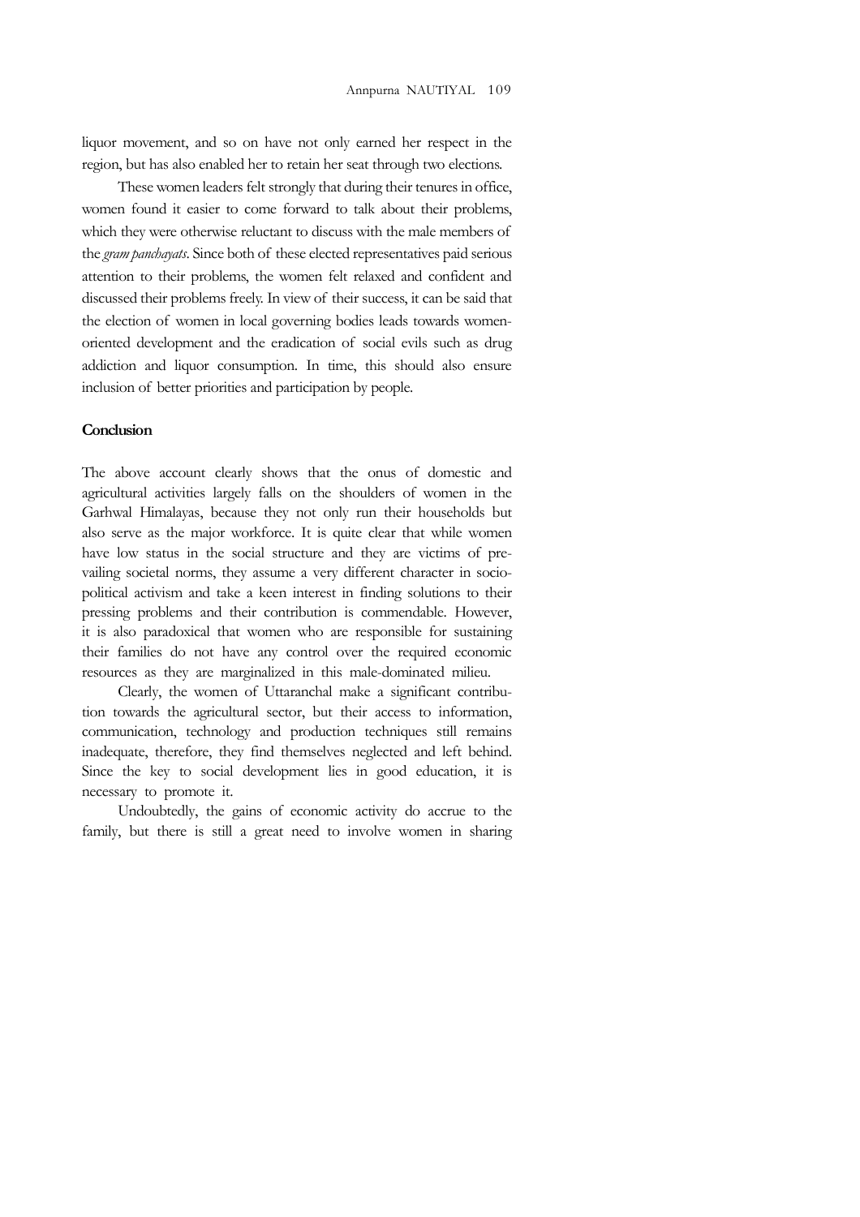liquor movement, and so on have not only earned her respect in the region, but has also enabled her to retain her seat through two elections.

These women leaders felt strongly that during their tenures in office, women found it easier to come forward to talk about their problems, which they were otherwise reluctant to discuss with the male members of the *gram panchayats*. Since both of these elected representatives paid serious attention to their problems, the women felt relaxed and confident and discussed their problems freely. In view of their success, it can be said that the election of women in local governing bodies leads towards women-oriented development and the eradication of social evils such as drug addiction and liquor consumption. In time, this should also ensure inclusion of better priorities and participation by people.

## Conclusion

The above account clearly shows that the onus of domestic and agricultural activities largely falls on the shoulders of women in the Garhwal Himalayas, because they not only run their households but also serve as the major workforce. It is quite clear that while women have low status in the social structure and they are victims of prevailing societal norms, they assume a very different character in socio-political activism and take a keen interest in finding solutions to their pressing problems and their contribution is commendable. However, it is also paradoxical that women who are responsible for sustaining their families do not have any control over the required economic resources as they are marginalized in this male-dominated milieu.

Clearly, the women of Uttaranchal make a significant contribution towards the agricultural sector, but their access to information, communication, technology and production techniques still remains inadequate, therefore, they find themselves neglected and left behind. Since the key to social development lies in good education, it is necessary to promote it.

Undoubtedly, the gains of economic activity do accrue to the family, but there is still a great need to involve women in sharing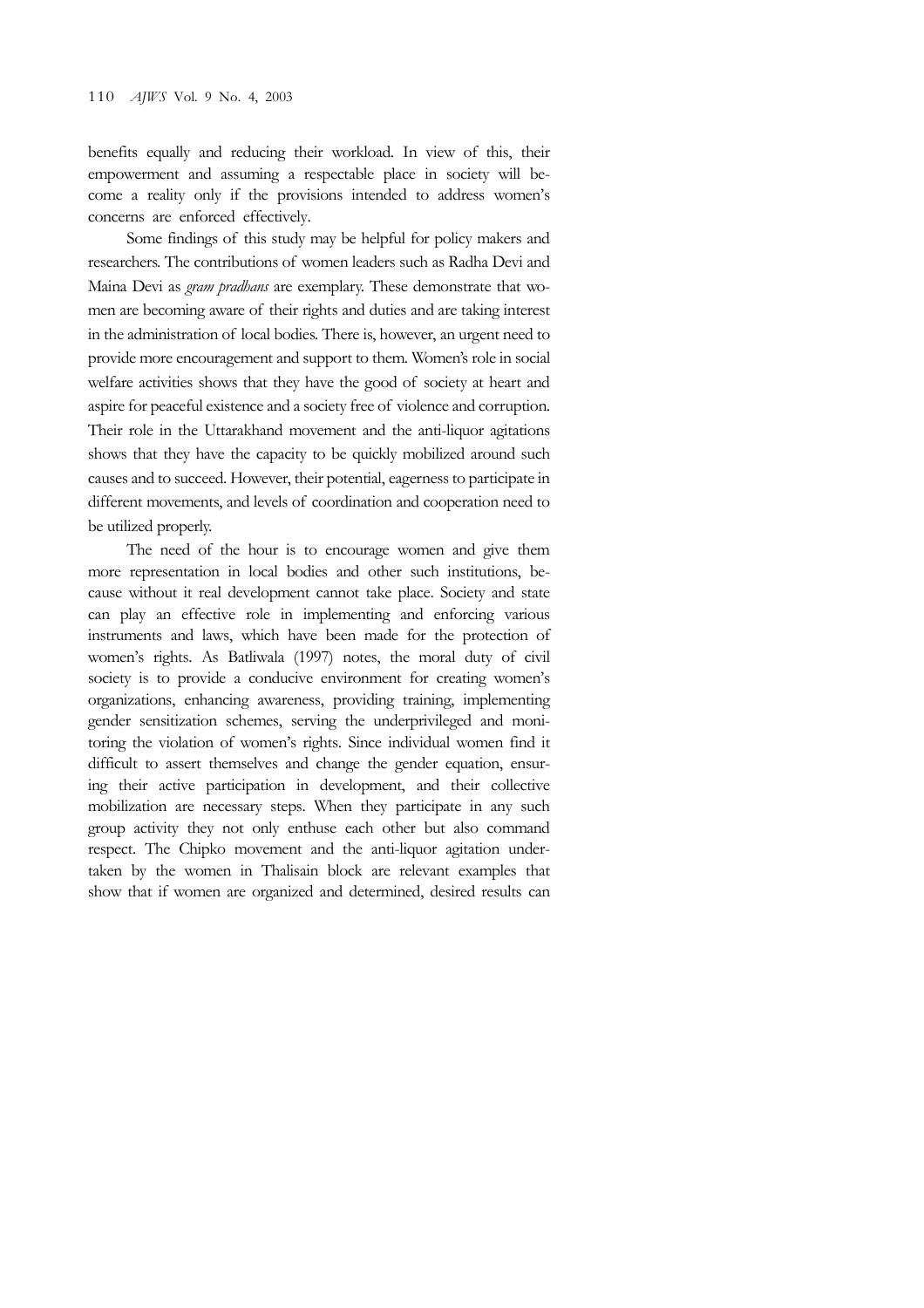benefits equally and reducing their workload. In view of this, their empowerment and assuming a respectable place in society will become a reality only if the provisions intended to address women's concerns are enforced effectively.

Some findings of this study may be helpful for policy makers and researchers. The contributions of women leaders such as Radha Devi and Maina Devi as *gram pradhans* are exemplary. These demonstrate that women are becoming aware of their rights and duties and are taking interest in the administration of local bodies. There is, however, an urgent need to provide more encouragement and support to them. Women's role in social welfare activities shows that they have the good of society at heart and aspire for peaceful existence and a society free of violence and corruption. Their role in the Uttarakhand movement and the anti-liquor agitations shows that they have the capacity to be quickly mobilized around such causes and to succeed. However, their potential, eagerness to participate in different movements, and levels of coordination and cooperation need to be utilized properly.

The need of the hour is to encourage women and give them more representation in local bodies and other such institutions, because without it real development cannot take place. Society and state can play an effective role in implementing and enforcing various instruments and laws, which have been made for the protection of women's rights. As Batliwala (1997) notes, the moral duty of civil society is to provide a conducive environment for creating women's organizations, enhancing awareness, providing training, implementing gender sensitization schemes, serving the underprivileged and monitoring the violation of women's rights. Since individual women find it difficult to assert themselves and change the gender equation, ensuring their active participation in development, and their collective mobilization are necessary steps. When they participate in any such group activity they not only enthuse each other but also command respect. The Chipko movement and the anti-liquor agitation undertaken by the women in Thalisain block are relevant examples that show that if women are organized and determined, desired results can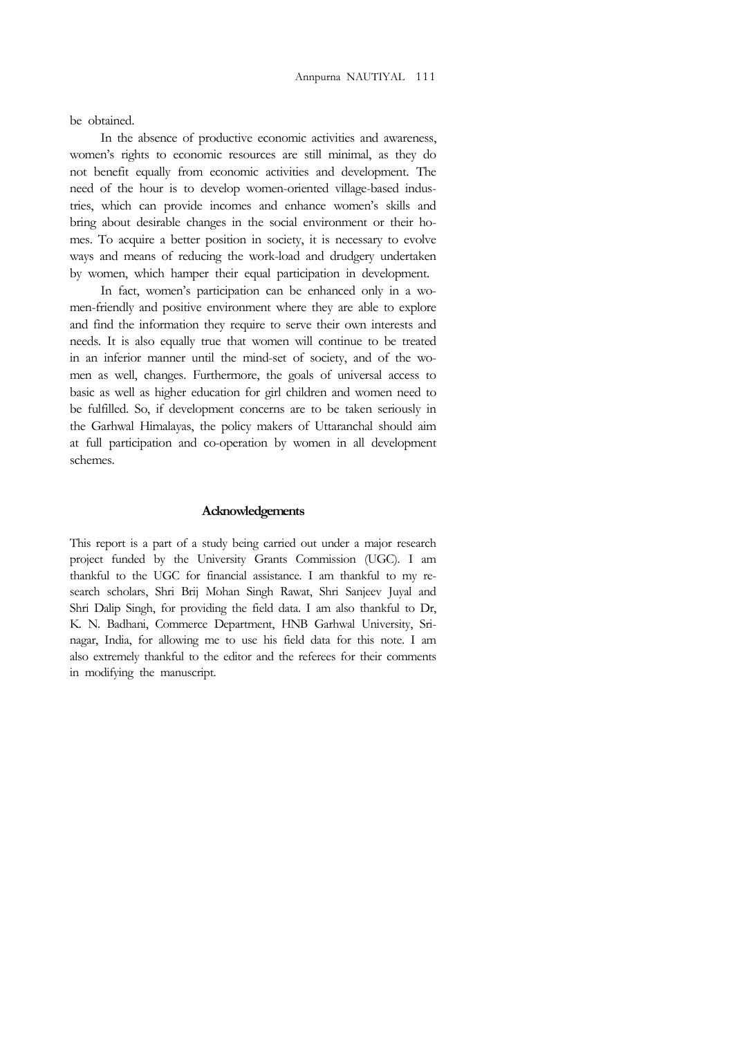be obtained.

In the absence of productive economic activities and awareness, women's rights to economic resources are still minimal, as they do not benefit equally from economic activities and development. The need of the hour is to develop women-oriented village-based industries, which can provide incomes and enhance women's skills and bring about desirable changes in the social environment or their homes. To acquire a better position in society, it is necessary to evolve ways and means of reducing the work-load and drudgery undertaken by women, which hamper their equal participation in development.

In fact, women's participation can be enhanced only in a women-friendly and positive environment where they are able to explore and find the information they require to serve their own interests and needs. It is also equally true that women will continue to be treated in an inferior manner until the mind-set of society, and of the women as well, changes. Furthermore, the goals of universal access to basic as well as higher education for girl children and women need to be fulfilled. So, if development concerns are to be taken seriously in the Garhwal Himalayas, the policy makers of Uttaranchal should aim at full participation and co-operation by women in all development schemes.

## Acknowledgements

This report is a part of a study being carried out under a major research project funded by the University Grants Commission (UGC). I am thankful to the UGC for financial assistance. I am thankful to my research scholars, Shri Brij Mohan Singh Rawat, Shri Sanjeev Juyal and Shri Dalip Singh, for providing the field data. I am also thankful to Dr, K. N. Badhani, Commerce Department, HNB Garhwal University, Srinagar, India, for allowing me to use his field data for this note. I am also extremely thankful to the editor and the referees for their comments in modifying the manuscript.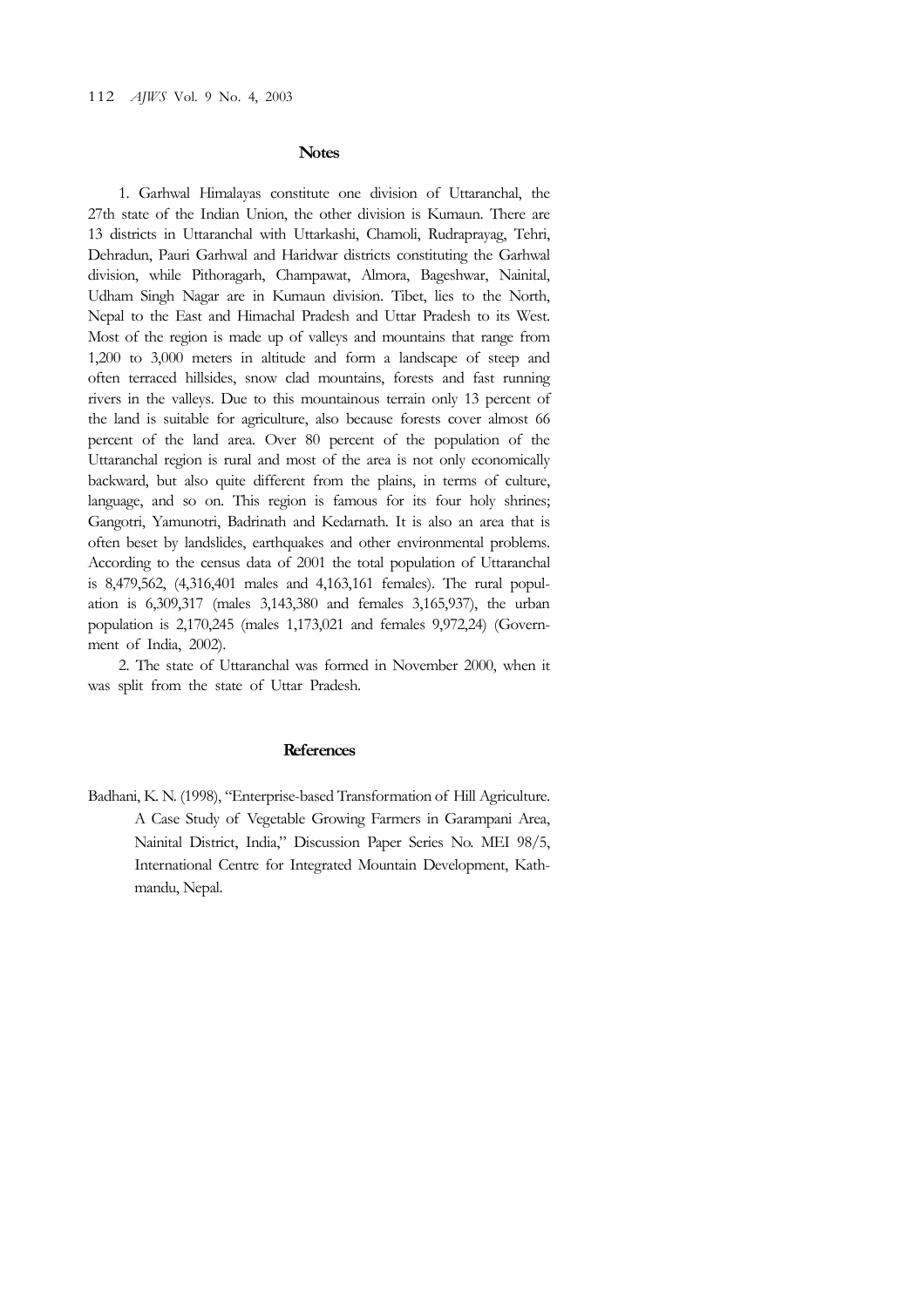## Notes

1. Garhwal Himalayas constitute one division of Uttaranchal, the 27th state of the Indian Union, the other division is Kumaun. There are 13 districts in Uttaranchal with Uttarkashi, Chamoli, Rudraprayag, Tehri, Dehradun, Pauri Garhwal and Haridwar districts constituting the Garhwal division, while Pithoragarh, Champawat, Almora, Bageshwar, Nainital, Udham Singh Nagar are in Kumaun division. Tibet, lies to the North, Nepal to the East and Himachal Pradesh and Uttar Pradesh to its West. Most of the region is made up of valleys and mountains that range from 1,200 to 3,000 meters in altitude and form a landscape of steep and often terraced hillsides, snow clad mountains, forests and fast running rivers in the valleys. Due to this mountainous terrain only 13 percent of the land is suitable for agriculture, also because forests cover almost 66 percent of the land area. Over 80 percent of the population of the Uttaranchal region is rural and most of the area is not only economically backward, but also quite different from the plains, in terms of culture, language, and so on. This region is famous for its four holy shrines; Gangotri, Yamunotri, Badrinath and Kedarnath. It is also an area that is often beset by landslides, earthquakes and other environmental problems. According to the census data of 2001 the total population of Uttaranchal is 8,479,562, (4,316,401 males and 4,163,161 females). The rural population is 6,309,317 (males 3,143,380 and females 3,165,937), the urban population is 2,170,245 (males 1,173,021 and females 9,972,24) (Government of India, 2002).

2. The state of Uttaranchal was formed in November 2000, when it was split from the state of Uttar Pradesh.

## References

Badhani, K. N. (1998), "Enterprise-based Transformation of Hill Agriculture. A Case Study of Vegetable Growing Farmers in Garampani Area, Nainital District, India," Discussion Paper Series No. MEI 98/5, International Centre for Integrated Mountain Development, Kathmandu, Nepal.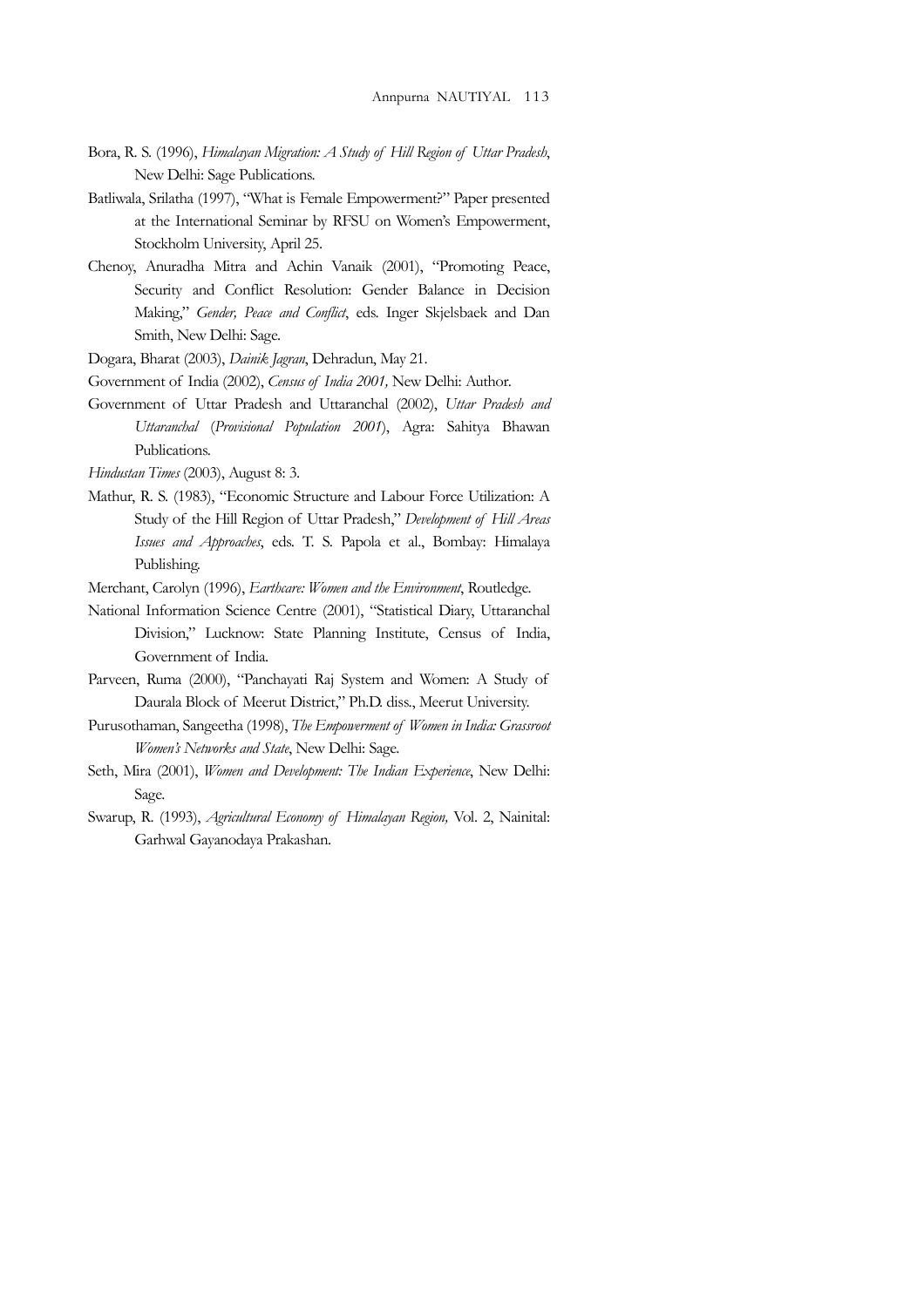Bora, R. S. (1996), *Himalayan Migration: A Study of Hill Region of Uttar Pradesh*, New Delhi: Sage Publications.

Batliwala, Srilatha (1997), "What is Female Empowerment?" Paper presented at the International Seminar by RFSU on Women's Empowerment, Stockholm University, April 25.

Chenoy, Anuradha Mitra and Achin Vanaik (2001), "Promoting Peace, Security and Conflict Resolution: Gender Balance in Decision Making," *Gender, Peace and Conflict*, eds. Inger Skjelsbaek and Dan Smith, New Delhi: Sage.

Dogara, Bharat (2003), *Dainik Jagran*, Dehradun, May 21.

Government of India (2002), *Census of India 2001,* New Delhi: Author.

Government of Uttar Pradesh and Uttaranchal (2002), *Uttar Pradesh and Uttaranchal* (*Provisional Population 2001*), Agra: Sahitya Bhawan Publications.

*Hindustan Times* (2003), August 8: 3.

Mathur, R. S. (1983), "Economic Structure and Labour Force Utilization: A Study of the Hill Region of Uttar Pradesh," *Development of Hill Areas Issues and Approaches*, eds. T. S. Papola et al., Bombay: Himalaya Publishing.

Merchant, Carolyn (1996), *Earthcare: Women and the Environment*, Routledge.

National Information Science Centre (2001), "Statistical Diary, Uttaranchal Division," Lucknow: State Planning Institute, Census of India, Government of India.

Parveen, Ruma (2000), "Panchayati Raj System and Women: A Study of Daurala Block of Meerut District," Ph.D. diss., Meerut University.

Purusothaman, Sangeetha (1998), *The Empowerment of Women in India: Grassroot Women's Networks and State*, New Delhi: Sage.

Seth, Mira (2001), *Women and Development: The Indian Experience*, New Delhi: Sage.

Swarup, R. (1993), *Agricultural Economy of Himalayan Region,* Vol. 2, Nainital: Garhwal Gayanodaya Prakashan.